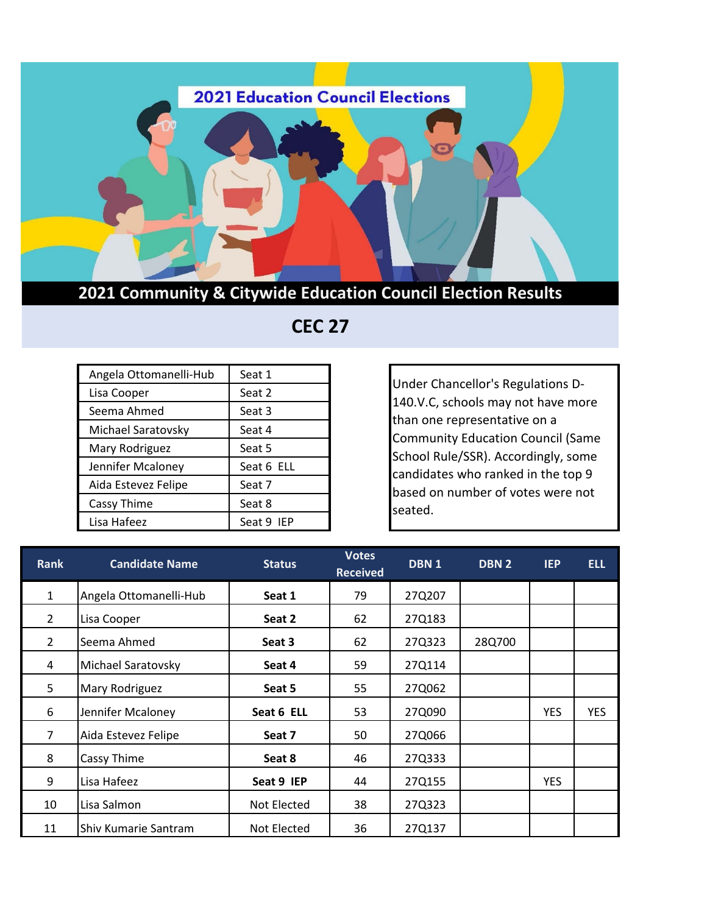2021 Education Council Elections

# 2021 Community & Citywide Education Council Election Results

## CEC 27

| | |
|---|---|
| Angela Ottomanelli-Hub | Seat 1 |
| Lisa Cooper | Seat 2 |
| Seema Ahmed | Seat 3 |
| Michael Saratovsky | Seat 4 |
| Mary Rodriguez | Seat 5 |
| Jennifer Mcaloney | Seat 6 ELL |
| Aida Estevez Felipe | Seat 7 |
| Cassy Thime | Seat 8 |
| Lisa Hafeez | Seat 9 IEP |

Under Chancellor's Regulations D-140.V.C, schools may not have more than one representative on a Community Education Council (Same School Rule/SSR). Accordingly, some candidates who ranked in the top 9 based on number of votes were not seated.

| Rank | Candidate Name | Status | Votes Received | DBN 1 | DBN 2 | IEP | ELL |
|---|---|---|---|---|---|---|---|
| 1 | Angela Ottomanelli-Hub | **Seat 1** | 79 | 27Q207 | | | |
| 2 | Lisa Cooper | **Seat 2** | 62 | 27Q183 | | | |
| 2 | Seema Ahmed | **Seat 3** | 62 | 27Q323 | 28Q700 | | |
| 4 | Michael Saratovsky | **Seat 4** | 59 | 27Q114 | | | |
| 5 | Mary Rodriguez | **Seat 5** | 55 | 27Q062 | | | |
| 6 | Jennifer Mcaloney | **Seat 6 ELL** | 53 | 27Q090 | | YES | YES |
| 7 | Aida Estevez Felipe | **Seat 7** | 50 | 27Q066 | | | |
| 8 | Cassy Thime | **Seat 8** | 46 | 27Q333 | | | |
| 9 | Lisa Hafeez | **Seat 9 IEP** | 44 | 27Q155 | | YES | |
| 10 | Lisa Salmon | Not Elected | 38 | 27Q323 | | | |
| 11 | Shiv Kumarie Santram | Not Elected | 36 | 27Q137 | | | |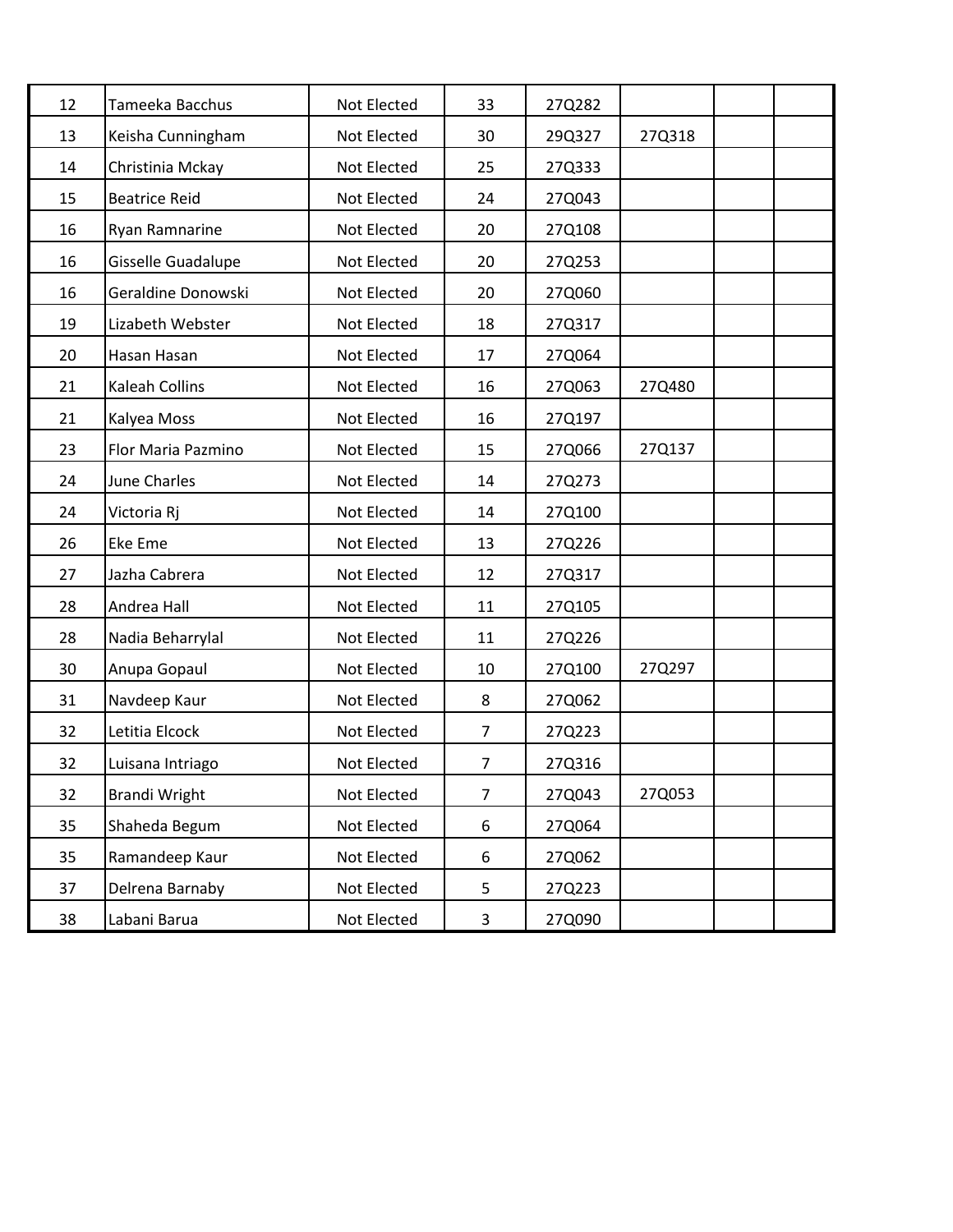| | | | | | | | |
|---|---|---|---|---|---|---|---|
| 12 | Tameeka Bacchus | Not Elected | 33 | 27Q282 | | | |
| 13 | Keisha Cunningham | Not Elected | 30 | 29Q327 | 27Q318 | | |
| 14 | Christinia Mckay | Not Elected | 25 | 27Q333 | | | |
| 15 | Beatrice Reid | Not Elected | 24 | 27Q043 | | | |
| 16 | Ryan Ramnarine | Not Elected | 20 | 27Q108 | | | |
| 16 | Gisselle Guadalupe | Not Elected | 20 | 27Q253 | | | |
| 16 | Geraldine Donowski | Not Elected | 20 | 27Q060 | | | |
| 19 | Lizabeth Webster | Not Elected | 18 | 27Q317 | | | |
| 20 | Hasan Hasan | Not Elected | 17 | 27Q064 | | | |
| 21 | Kaleah Collins | Not Elected | 16 | 27Q063 | 27Q480 | | |
| 21 | Kalyea Moss | Not Elected | 16 | 27Q197 | | | |
| 23 | Flor Maria Pazmino | Not Elected | 15 | 27Q066 | 27Q137 | | |
| 24 | June Charles | Not Elected | 14 | 27Q273 | | | |
| 24 | Victoria Rj | Not Elected | 14 | 27Q100 | | | |
| 26 | Eke Eme | Not Elected | 13 | 27Q226 | | | |
| 27 | Jazha Cabrera | Not Elected | 12 | 27Q317 | | | |
| 28 | Andrea Hall | Not Elected | 11 | 27Q105 | | | |
| 28 | Nadia Beharrylal | Not Elected | 11 | 27Q226 | | | |
| 30 | Anupa Gopaul | Not Elected | 10 | 27Q100 | 27Q297 | | |
| 31 | Navdeep Kaur | Not Elected | 8 | 27Q062 | | | |
| 32 | Letitia Elcock | Not Elected | 7 | 27Q223 | | | |
| 32 | Luisana Intriago | Not Elected | 7 | 27Q316 | | | |
| 32 | Brandi Wright | Not Elected | 7 | 27Q043 | 27Q053 | | |
| 35 | Shaheda Begum | Not Elected | 6 | 27Q064 | | | |
| 35 | Ramandeep Kaur | Not Elected | 6 | 27Q062 | | | |
| 37 | Delrena Barnaby | Not Elected | 5 | 27Q223 | | | |
| 38 | Labani Barua | Not Elected | 3 | 27Q090 | | | |